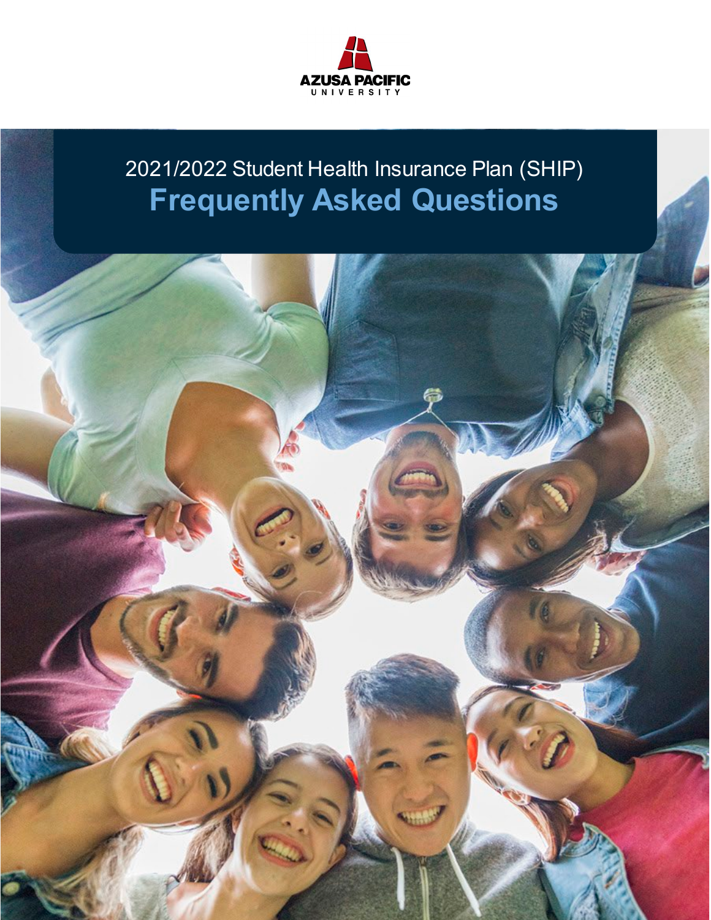AZUSA PACIFIC UNIVERSITY

2021/2022 Student Health Insurance Plan (SHIP)

# Frequently Asked Questions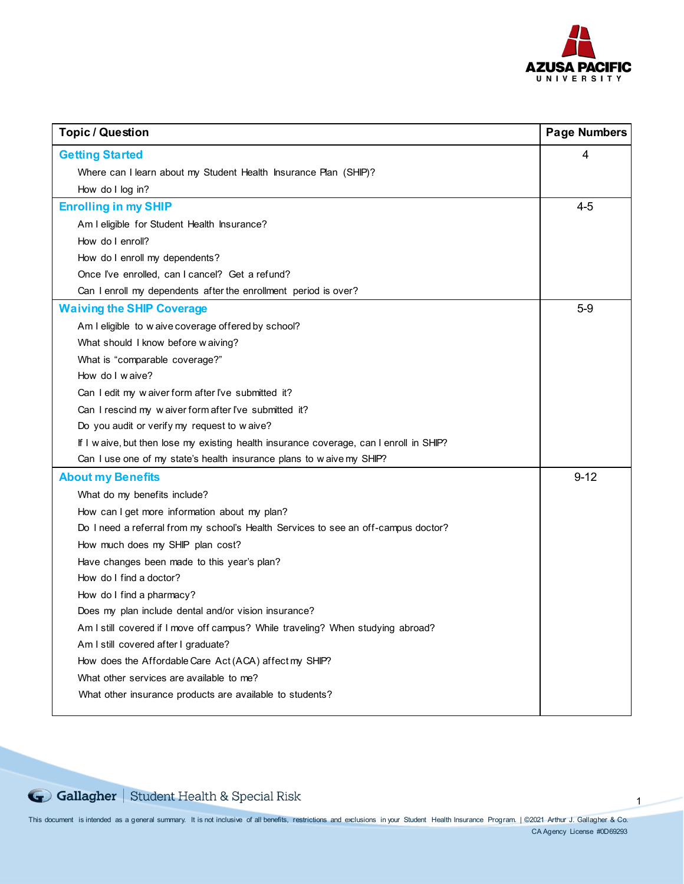| Topic / Question | Page Numbers |
|---|---|
| **Getting Started** | 4 |
| Where can I learn about my Student Health Insurance Plan (SHIP)? | |
| How do I log in? | |
| **Enrolling in my SHIP** | 4-5 |
| Am I eligible for Student Health Insurance? | |
| How do I enroll? | |
| How do I enroll my dependents? | |
| Once I've enrolled, can I cancel? Get a refund? | |
| Can I enroll my dependents after the enrollment period is over? | |
| **Waiving the SHIP Coverage** | 5-9 |
| Am I eligible to waive coverage offered by school? | |
| What should I know before waiving? | |
| What is "comparable coverage?" | |
| How do I waive? | |
| Can I edit my waiver form after I've submitted it? | |
| Can I rescind my waiver form after I've submitted it? | |
| Do you audit or verify my request to waive? | |
| If I waive, but then lose my existing health insurance coverage, can I enroll in SHIP? | |
| Can I use one of my state's health insurance plans to waive my SHIP? | |
| **About my Benefits** | 9-12 |
| What do my benefits include? | |
| How can I get more information about my plan? | |
| Do I need a referral from my school's Health Services to see an off-campus doctor? | |
| How much does my SHIP plan cost? | |
| Have changes been made to this year's plan? | |
| How do I find a doctor? | |
| How do I find a pharmacy? | |
| Does my plan include dental and/or vision insurance? | |
| Am I still covered if I move off campus? While traveling? When studying abroad? | |
| Am I still covered after I graduate? | |
| How does the Affordable Care Act (ACA) affect my SHIP? | |
| What other services are available to me? | |
| What other insurance products are available to students? | |

This document is intended as a general summary. It is not inclusive of all benefits, restrictions and exclusions in your Student Health Insurance Program. | ©2021 Arthur J. Gallagher & Co. CA Agency License #0D69293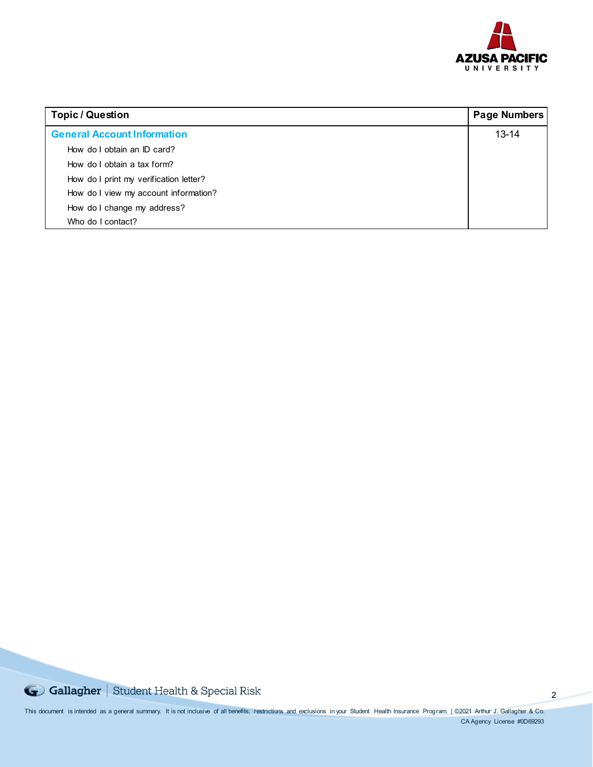| Topic / Question | Page Numbers |
|---|---|
| **General Account Information** | 13-14 |
| How do I obtain an ID card? | |
| How do I obtain a tax form? | |
| How do I print my verification letter? | |
| How do I view my account information? | |
| How do I change my address? | |
| Who do I contact? | |

This document is intended as a general summary. It is not inclusive of all benefits, restrictions and exclusions in your Student Health Insurance Program. | ©2021 Arthur J. Gallagher & Co. CA Agency License #0D69293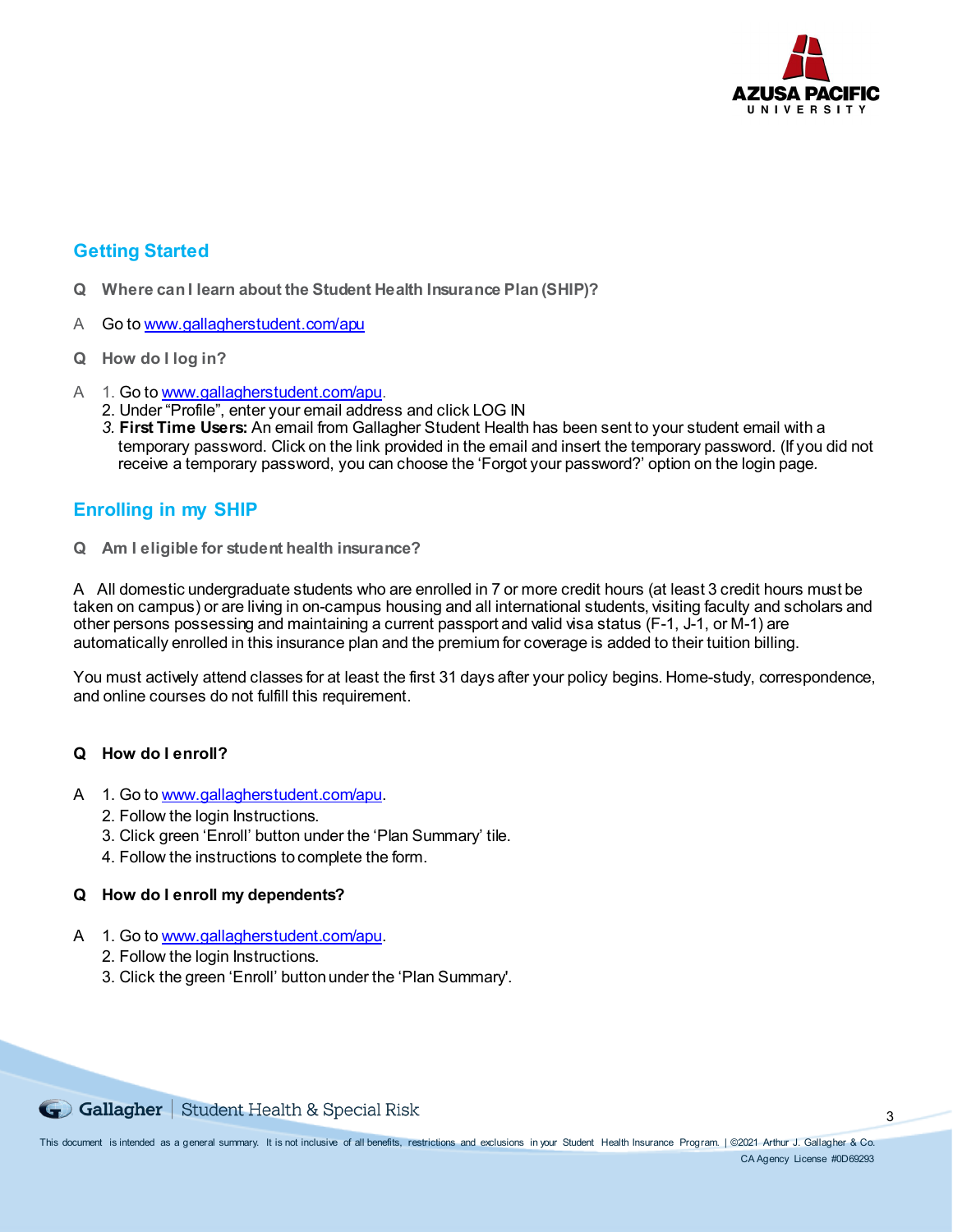## Getting Started

**Q Where can I learn about the Student Health Insurance Plan (SHIP)?**

A Go to www.gallagherstudent.com/apu

**Q How do I log in?**

A
1. Go to www.gallagherstudent.com/apu.
2. Under "Profile", enter your email address and click LOG IN
3. **First Time Users:** An email from Gallagher Student Health has been sent to your student email with a temporary password. Click on the link provided in the email and insert the temporary password. (If you did not receive a temporary password, you can choose the 'Forgot your password?' option on the login page.

## Enrolling in my SHIP

**Q Am I eligible for student health insurance?**

A All domestic undergraduate students who are enrolled in 7 or more credit hours (at least 3 credit hours must be taken on campus) or are living in on-campus housing and all international students, visiting faculty and scholars and other persons possessing and maintaining a current passport and valid visa status (F-1, J-1, or M-1) are automatically enrolled in this insurance plan and the premium for coverage is added to their tuition billing.

You must actively attend classes for at least the first 31 days after your policy begins. Home-study, correspondence, and online courses do not fulfill this requirement.

**Q How do I enroll?**

A
1. Go to www.gallagherstudent.com/apu.
2. Follow the login Instructions.
3. Click green 'Enroll' button under the 'Plan Summary' tile.
4. Follow the instructions to complete the form.

**Q How do I enroll my dependents?**

A
1. Go to www.gallagherstudent.com/apu.
2. Follow the login Instructions.
3. Click the green 'Enroll' button under the 'Plan Summary'.

This document is intended as a general summary. It is not inclusive of all benefits, restrictions and exclusions in your Student Health Insurance Program. | ©2021 Arthur J. Gallagher & Co. CA Agency License #0D69293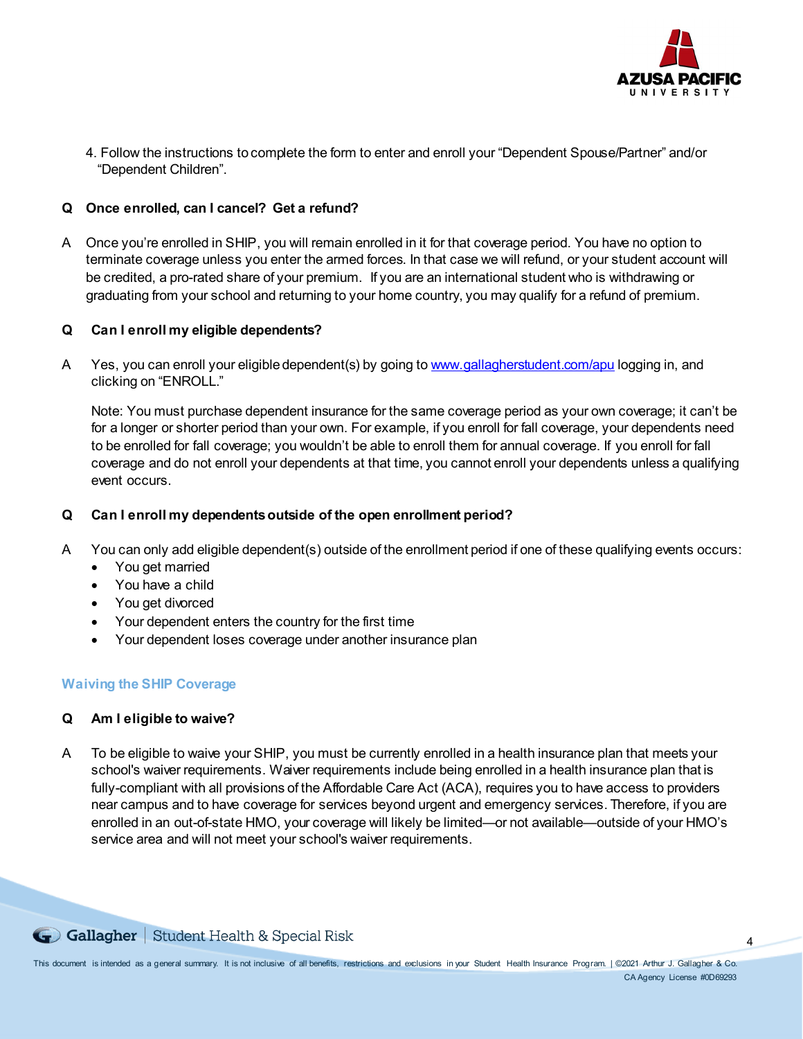4. Follow the instructions to complete the form to enter and enroll your "Dependent Spouse/Partner" and/or "Dependent Children".

**Q Once enrolled, can I cancel? Get a refund?**

A Once you're enrolled in SHIP, you will remain enrolled in it for that coverage period. You have no option to terminate coverage unless you enter the armed forces. In that case we will refund, or your student account will be credited, a pro-rated share of your premium. If you are an international student who is withdrawing or graduating from your school and returning to your home country, you may qualify for a refund of premium.

**Q Can I enroll my eligible dependents?**

A Yes, you can enroll your eligible dependent(s) by going to www.gallagherstudent.com/apu logging in, and clicking on "ENROLL."

Note: You must purchase dependent insurance for the same coverage period as your own coverage; it can't be for a longer or shorter period than your own. For example, if you enroll for fall coverage, your dependents need to be enrolled for fall coverage; you wouldn't be able to enroll them for annual coverage. If you enroll for fall coverage and do not enroll your dependents at that time, you cannot enroll your dependents unless a qualifying event occurs.

**Q Can I enroll my dependents outside of the open enrollment period?**

A You can only add eligible dependent(s) outside of the enrollment period if one of these qualifying events occurs:

- You get married
- You have a child
- You get divorced
- Your dependent enters the country for the first time
- Your dependent loses coverage under another insurance plan

## Waiving the SHIP Coverage

**Q Am I eligible to waive?**

A To be eligible to waive your SHIP, you must be currently enrolled in a health insurance plan that meets your school's waiver requirements. Waiver requirements include being enrolled in a health insurance plan that is fully-compliant with all provisions of the Affordable Care Act (ACA), requires you to have access to providers near campus and to have coverage for services beyond urgent and emergency services. Therefore, if you are enrolled in an out-of-state HMO, your coverage will likely be limited—or not available—outside of your HMO's service area and will not meet your school's waiver requirements.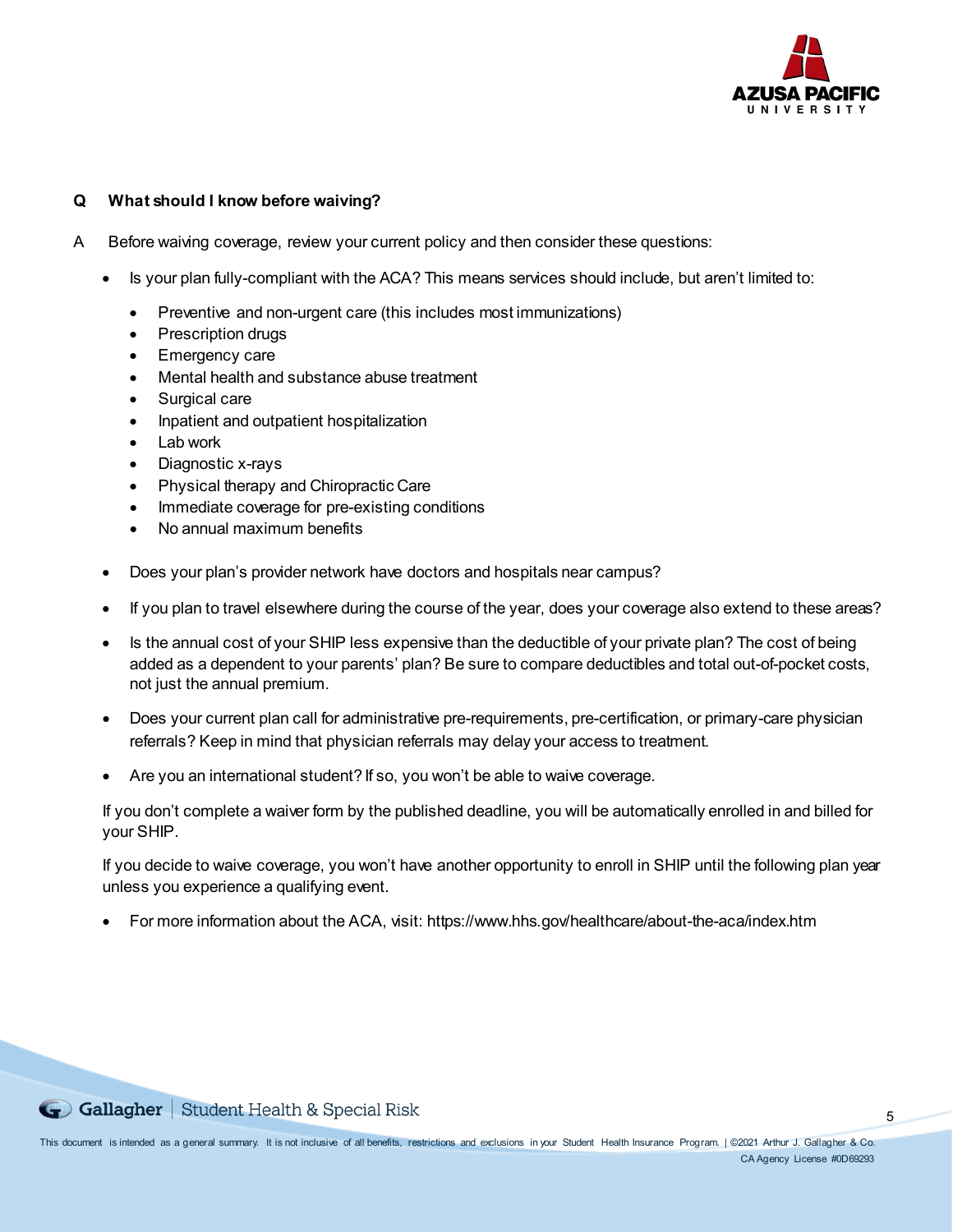**Q What should I know before waiving?**

A Before waiving coverage, review your current policy and then consider these questions:

- Is your plan fully-compliant with the ACA? This means services should include, but aren't limited to:
  - Preventive and non-urgent care (this includes most immunizations)
  - Prescription drugs
  - Emergency care
  - Mental health and substance abuse treatment
  - Surgical care
  - Inpatient and outpatient hospitalization
  - Lab work
  - Diagnostic x-rays
  - Physical therapy and Chiropractic Care
  - Immediate coverage for pre-existing conditions
  - No annual maximum benefits
- Does your plan's provider network have doctors and hospitals near campus?
- If you plan to travel elsewhere during the course of the year, does your coverage also extend to these areas?
- Is the annual cost of your SHIP less expensive than the deductible of your private plan? The cost of being added as a dependent to your parents' plan? Be sure to compare deductibles and total out-of-pocket costs, not just the annual premium.
- Does your current plan call for administrative pre-requirements, pre-certification, or primary-care physician referrals? Keep in mind that physician referrals may delay your access to treatment.
- Are you an international student? If so, you won't be able to waive coverage.

If you don't complete a waiver form by the published deadline, you will be automatically enrolled in and billed for your SHIP.

If you decide to waive coverage, you won't have another opportunity to enroll in SHIP until the following plan year unless you experience a qualifying event.

- For more information about the ACA, visit: https://www.hhs.gov/healthcare/about-the-aca/index.htm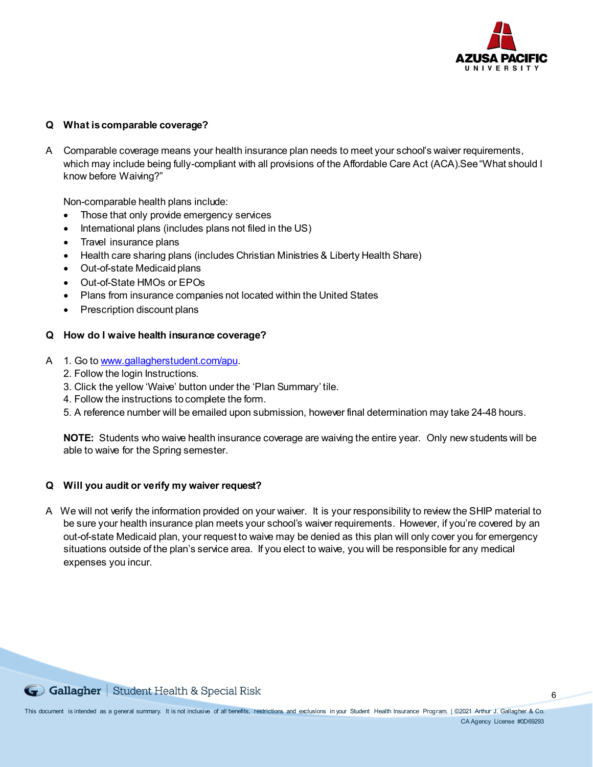**Q What is comparable coverage?**

A Comparable coverage means your health insurance plan needs to meet your school's waiver requirements, which may include being fully-compliant with all provisions of the Affordable Care Act (ACA).See "What should I know before Waiving?"

Non-comparable health plans include:

- Those that only provide emergency services
- International plans (includes plans not filed in the US)
- Travel insurance plans
- Health care sharing plans (includes Christian Ministries & Liberty Health Share)
- Out-of-state Medicaid plans
- Out-of-State HMOs or EPOs
- Plans from insurance companies not located within the United States
- Prescription discount plans

**Q How do I waive health insurance coverage?**

A
1. Go to [www.gallagherstudent.com/apu](http://www.gallagherstudent.com/apu).
2. Follow the login Instructions.
3. Click the yellow 'Waive' button under the 'Plan Summary' tile.
4. Follow the instructions to complete the form.
5. A reference number will be emailed upon submission, however final determination may take 24-48 hours.

**NOTE:** Students who waive health insurance coverage are waiving the entire year. Only new students will be able to waive for the Spring semester.

**Q Will you audit or verify my waiver request?**

A We will not verify the information provided on your waiver. It is your responsibility to review the SHIP material to be sure your health insurance plan meets your school's waiver requirements. However, if you're covered by an out-of-state Medicaid plan, your request to waive may be denied as this plan will only cover you for emergency situations outside of the plan's service area. If you elect to waive, you will be responsible for any medical expenses you incur.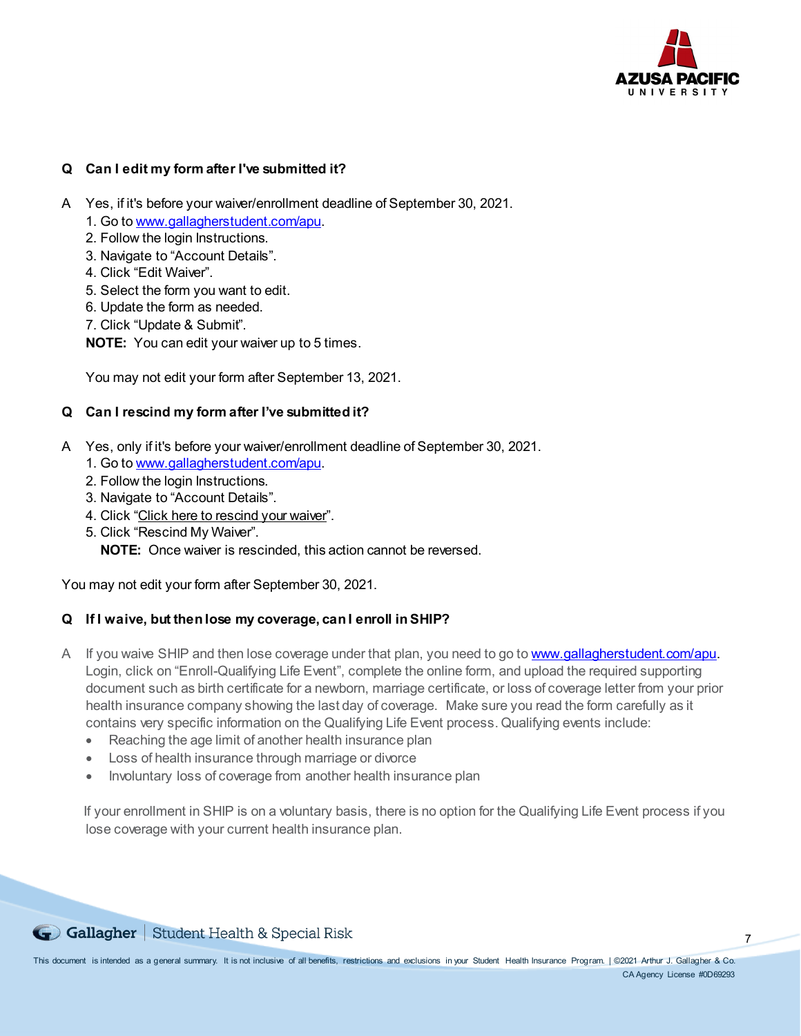**Q Can I edit my form after I've submitted it?**

A Yes, if it's before your waiver/enrollment deadline of September 30, 2021.

1. Go to [www.gallagherstudent.com/apu](http://www.gallagherstudent.com/apu).
2. Follow the login Instructions.
3. Navigate to "Account Details".
4. Click "Edit Waiver".
5. Select the form you want to edit.
6. Update the form as needed.
7. Click "Update & Submit".

**NOTE:** You can edit your waiver up to 5 times.

You may not edit your form after September 13, 2021.

**Q Can I rescind my form after I've submitted it?**

A Yes, only if it's before your waiver/enrollment deadline of September 30, 2021.

1. Go to [www.gallagherstudent.com/apu](http://www.gallagherstudent.com/apu).
2. Follow the login Instructions.
3. Navigate to "Account Details".
4. Click "Click here to rescind your waiver".
5. Click "Rescind My Waiver".

**NOTE:** Once waiver is rescinded, this action cannot be reversed.

You may not edit your form after September 30, 2021.

**Q If I waive, but then lose my coverage, can I enroll in SHIP?**

A If you waive SHIP and then lose coverage under that plan, you need to go to [www.gallagherstudent.com/apu](http://www.gallagherstudent.com/apu). Login, click on "Enroll-Qualifying Life Event", complete the online form, and upload the required supporting document such as birth certificate for a newborn, marriage certificate, or loss of coverage letter from your prior health insurance company showing the last day of coverage. Make sure you read the form carefully as it contains very specific information on the Qualifying Life Event process. Qualifying events include:

- Reaching the age limit of another health insurance plan
- Loss of health insurance through marriage or divorce
- Involuntary loss of coverage from another health insurance plan

If your enrollment in SHIP is on a voluntary basis, there is no option for the Qualifying Life Event process if you lose coverage with your current health insurance plan.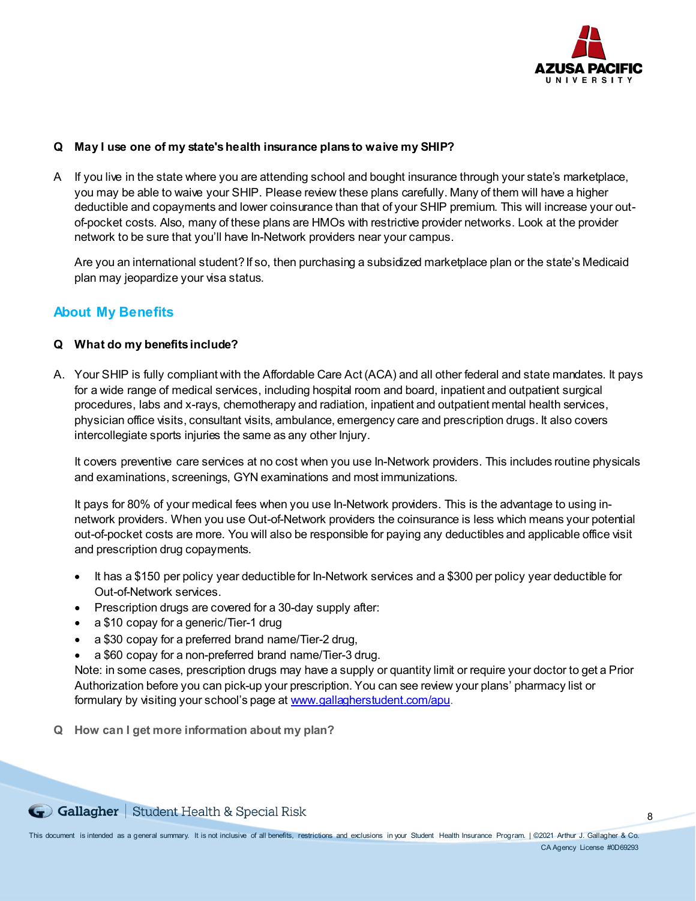**Q May I use one of my state's health insurance plans to waive my SHIP?**

A If you live in the state where you are attending school and bought insurance through your state's marketplace, you may be able to waive your SHIP. Please review these plans carefully. Many of them will have a higher deductible and copayments and lower coinsurance than that of your SHIP premium. This will increase your out-of-pocket costs. Also, many of these plans are HMOs with restrictive provider networks. Look at the provider network to be sure that you'll have In-Network providers near your campus.

Are you an international student? If so, then purchasing a subsidized marketplace plan or the state's Medicaid plan may jeopardize your visa status.

## About My Benefits

**Q What do my benefits include?**

A. Your SHIP is fully compliant with the Affordable Care Act (ACA) and all other federal and state mandates. It pays for a wide range of medical services, including hospital room and board, inpatient and outpatient surgical procedures, labs and x-rays, chemotherapy and radiation, inpatient and outpatient mental health services, physician office visits, consultant visits, ambulance, emergency care and prescription drugs. It also covers intercollegiate sports injuries the same as any other Injury.

It covers preventive care services at no cost when you use In-Network providers. This includes routine physicals and examinations, screenings, GYN examinations and most immunizations.

It pays for 80% of your medical fees when you use In-Network providers. This is the advantage to using in-network providers. When you use Out-of-Network providers the coinsurance is less which means your potential out-of-pocket costs are more. You will also be responsible for paying any deductibles and applicable office visit and prescription drug copayments.

- It has a $150 per policy year deductible for In-Network services and a $300 per policy year deductible for Out-of-Network services.
- Prescription drugs are covered for a 30-day supply after:
- a $10 copay for a generic/Tier-1 drug
- a $30 copay for a preferred brand name/Tier-2 drug,
- a $60 copay for a non-preferred brand name/Tier-3 drug.

Note: in some cases, prescription drugs may have a supply or quantity limit or require your doctor to get a Prior Authorization before you can pick-up your prescription. You can see review your plans' pharmacy list or formulary by visiting your school's page at [www.gallagherstudent.com/apu](http://www.gallagherstudent.com/apu).

**Q How can I get more information about my plan?**

This document is intended as a general summary. It is not inclusive of all benefits, restrictions and exclusions in your Student Health Insurance Program. | ©2021 Arthur J. Gallagher & Co. CA Agency License #0D69293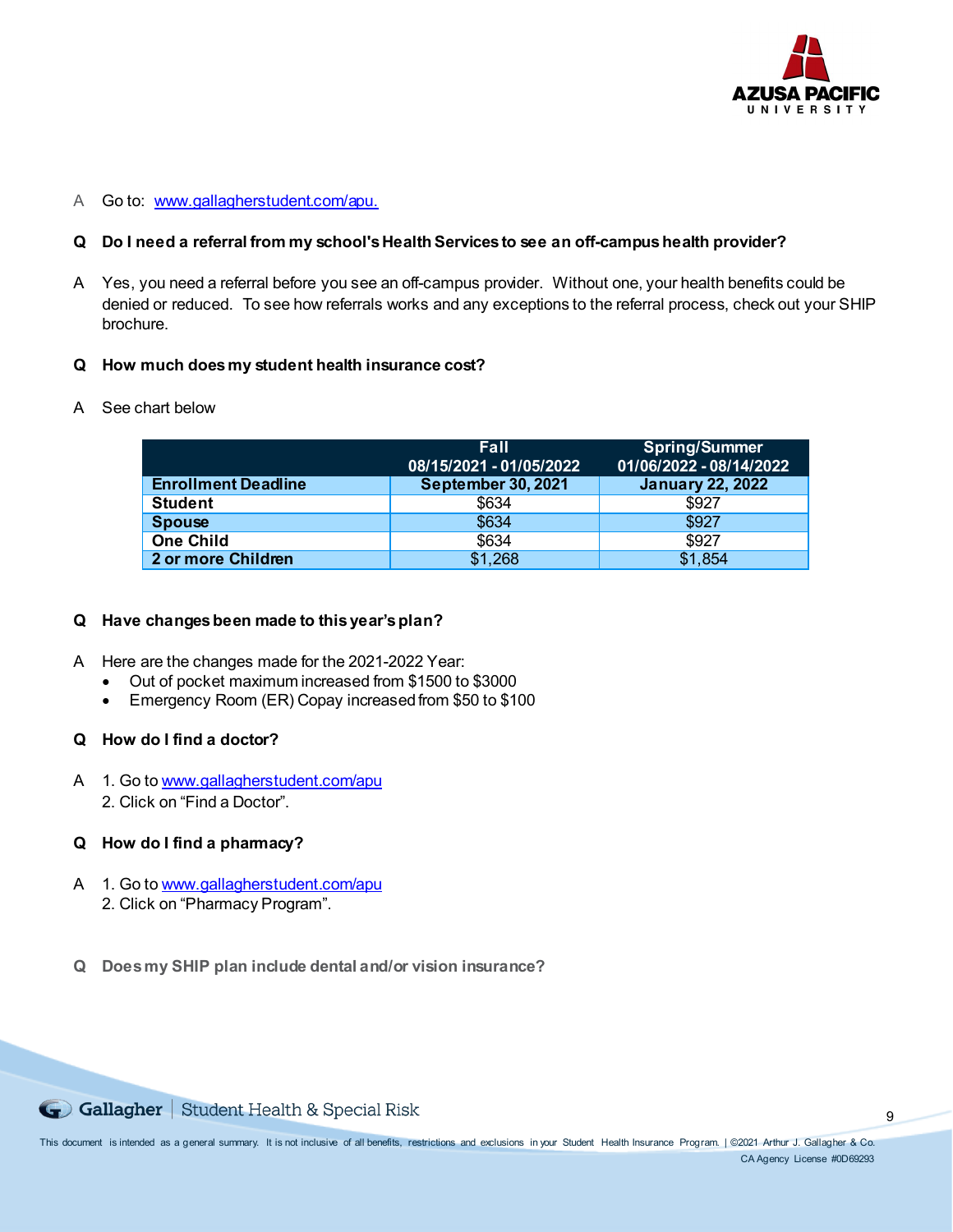A Go to: [www.gallagherstudent.com/apu.](www.gallagherstudent.com/apu.)

**Q Do I need a referral from my school's Health Services to see an off-campus health provider?**

A Yes, you need a referral before you see an off-campus provider. Without one, your health benefits could be denied or reduced. To see how referrals works and any exceptions to the referral process, check out your SHIP brochure.

**Q How much does my student health insurance cost?**

A See chart below

| | Fall 08/15/2021 - 01/05/2022 | Spring/Summer 01/06/2022 - 08/14/2022 |
|---|---|---|
| **Enrollment Deadline** | **September 30, 2021** | **January 22, 2022** |
| **Student** | $634 | $927 |
| **Spouse** | $634 | $927 |
| **One Child** | $634 | $927 |
| **2 or more Children** | $1,268 | $1,854 |

**Q Have changes been made to this year's plan?**

A Here are the changes made for the 2021-2022 Year:

- Out of pocket maximum increased from $1500 to $3000
- Emergency Room (ER) Copay increased from $50 to $100

**Q How do I find a doctor?**

A 1. Go to [www.gallagherstudent.com/apu](www.gallagherstudent.com/apu)
2. Click on "Find a Doctor".

**Q How do I find a pharmacy?**

A 1. Go to [www.gallagherstudent.com/apu](www.gallagherstudent.com/apu)
2. Click on "Pharmacy Program".

**Q Does my SHIP plan include dental and/or vision insurance?**

This document is intended as a general summary. It is not inclusive of all benefits, restrictions and exclusions in your Student Health Insurance Program. | ©2021 Arthur J. Gallagher & Co. CA Agency License #0D69293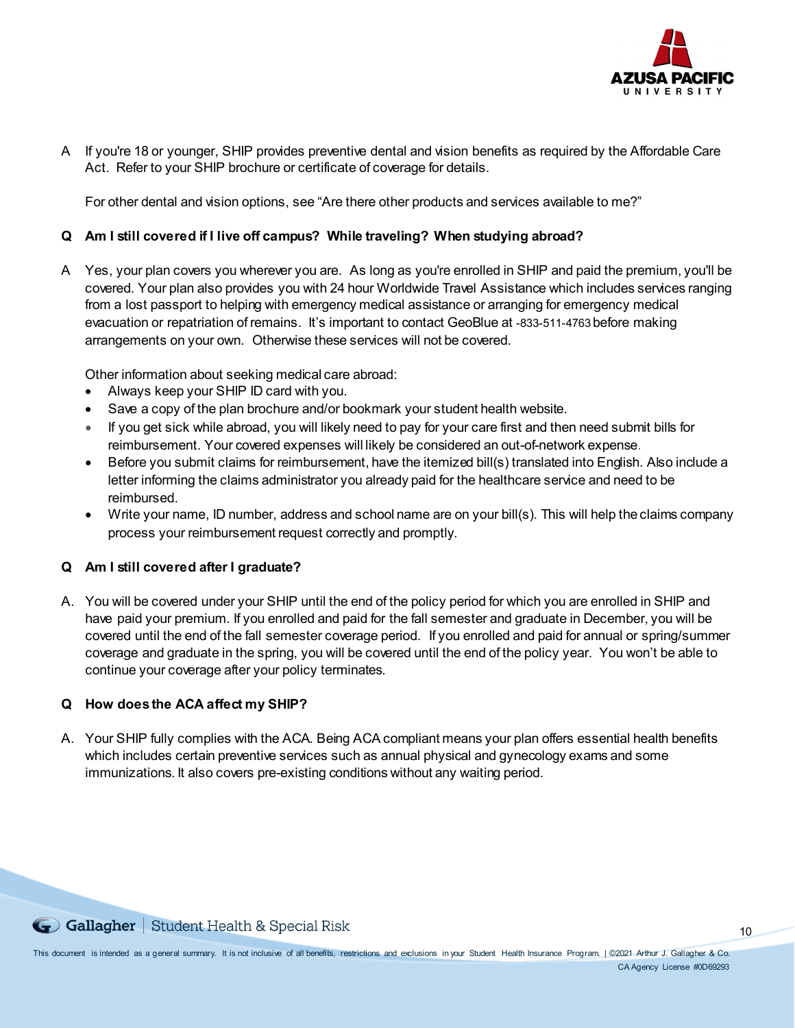A If you're 18 or younger, SHIP provides preventive dental and vision benefits as required by the Affordable Care Act. Refer to your SHIP brochure or certificate of coverage for details.

For other dental and vision options, see "Are there other products and services available to me?"

**Q Am I still covered if I live off campus? While traveling? When studying abroad?**

A Yes, your plan covers you wherever you are. As long as you're enrolled in SHIP and paid the premium, you'll be covered. Your plan also provides you with 24 hour Worldwide Travel Assistance which includes services ranging from a lost passport to helping with emergency medical assistance or arranging for emergency medical evacuation or repatriation of remains. It's important to contact GeoBlue at -833-511-4763 before making arrangements on your own. Otherwise these services will not be covered.

Other information about seeking medical care abroad:

- Always keep your SHIP ID card with you.
- Save a copy of the plan brochure and/or bookmark your student health website.
- If you get sick while abroad, you will likely need to pay for your care first and then need submit bills for reimbursement. Your covered expenses will likely be considered an out-of-network expense.
- Before you submit claims for reimbursement, have the itemized bill(s) translated into English. Also include a letter informing the claims administrator you already paid for the healthcare service and need to be reimbursed.
- Write your name, ID number, address and school name are on your bill(s). This will help the claims company process your reimbursement request correctly and promptly.

**Q Am I still covered after I graduate?**

A. You will be covered under your SHIP until the end of the policy period for which you are enrolled in SHIP and have paid your premium. If you enrolled and paid for the fall semester and graduate in December, you will be covered until the end of the fall semester coverage period. If you enrolled and paid for annual or spring/summer coverage and graduate in the spring, you will be covered until the end of the policy year. You won't be able to continue your coverage after your policy terminates.

**Q How does the ACA affect my SHIP?**

A. Your SHIP fully complies with the ACA. Being ACA compliant means your plan offers essential health benefits which includes certain preventive services such as annual physical and gynecology exams and some immunizations. It also covers pre-existing conditions without any waiting period.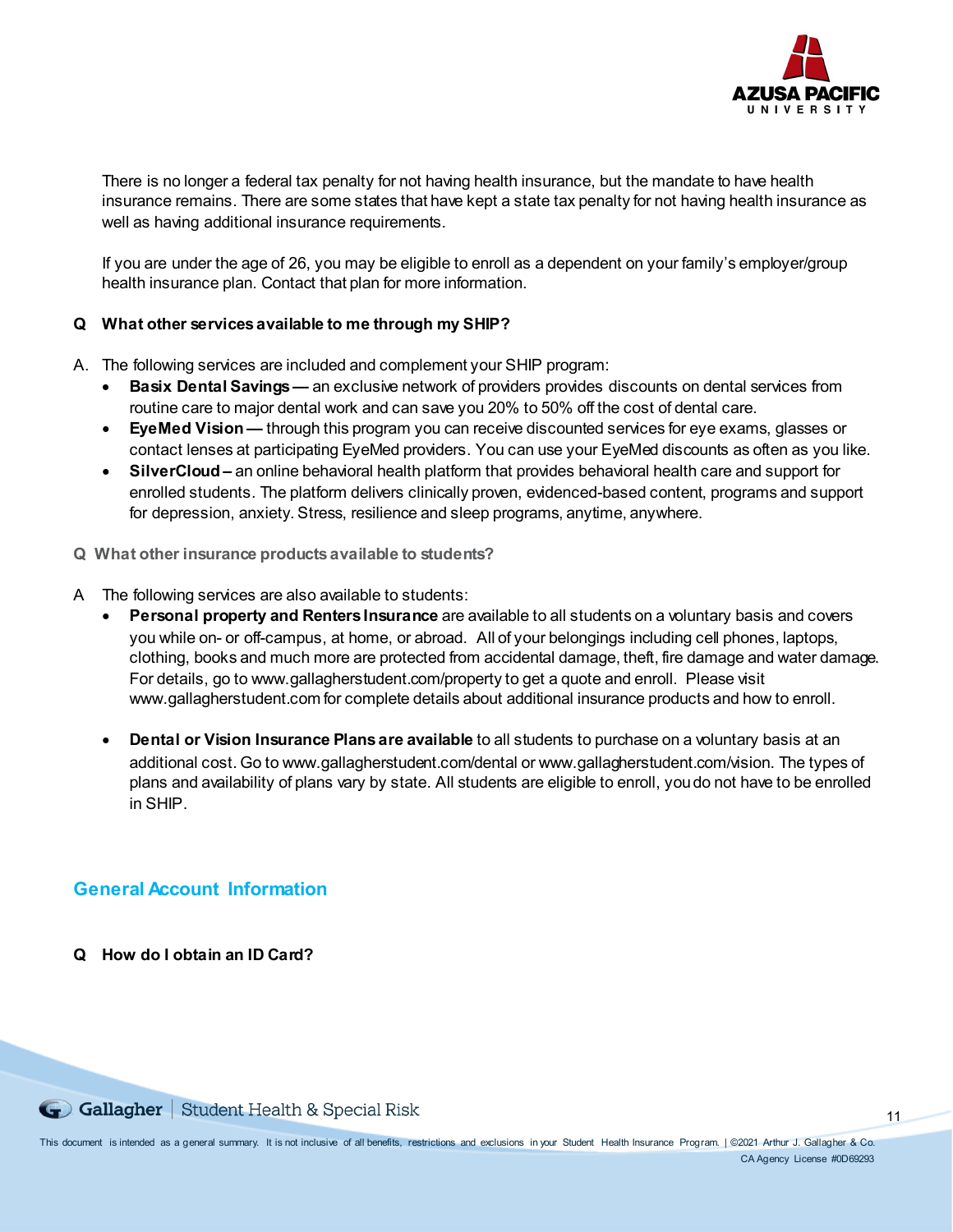There is no longer a federal tax penalty for not having health insurance, but the mandate to have health insurance remains. There are some states that have kept a state tax penalty for not having health insurance as well as having additional insurance requirements.

If you are under the age of 26, you may be eligible to enroll as a dependent on your family's employer/group health insurance plan. Contact that plan for more information.

**Q What other services available to me through my SHIP?**

A. The following services are included and complement your SHIP program:

- **Basix Dental Savings —** an exclusive network of providers provides discounts on dental services from routine care to major dental work and can save you 20% to 50% off the cost of dental care.
- **EyeMed Vision —** through this program you can receive discounted services for eye exams, glasses or contact lenses at participating EyeMed providers. You can use your EyeMed discounts as often as you like.
- **SilverCloud –** an online behavioral health platform that provides behavioral health care and support for enrolled students. The platform delivers clinically proven, evidenced-based content, programs and support for depression, anxiety. Stress, resilience and sleep programs, anytime, anywhere.

**Q What other insurance products available to students?**

A The following services are also available to students:

- **Personal property and Renters Insurance** are available to all students on a voluntary basis and covers you while on- or off-campus, at home, or abroad. All of your belongings including cell phones, laptops, clothing, books and much more are protected from accidental damage, theft, fire damage and water damage. For details, go to www.gallagherstudent.com/property to get a quote and enroll. Please visit www.gallagherstudent.com for complete details about additional insurance products and how to enroll.

- **Dental or Vision Insurance Plans are available** to all students to purchase on a voluntary basis at an additional cost. Go to www.gallagherstudent.com/dental or www.gallagherstudent.com/vision. The types of plans and availability of plans vary by state. All students are eligible to enroll, you do not have to be enrolled in SHIP.

## General Account Information

**Q How do I obtain an ID Card?**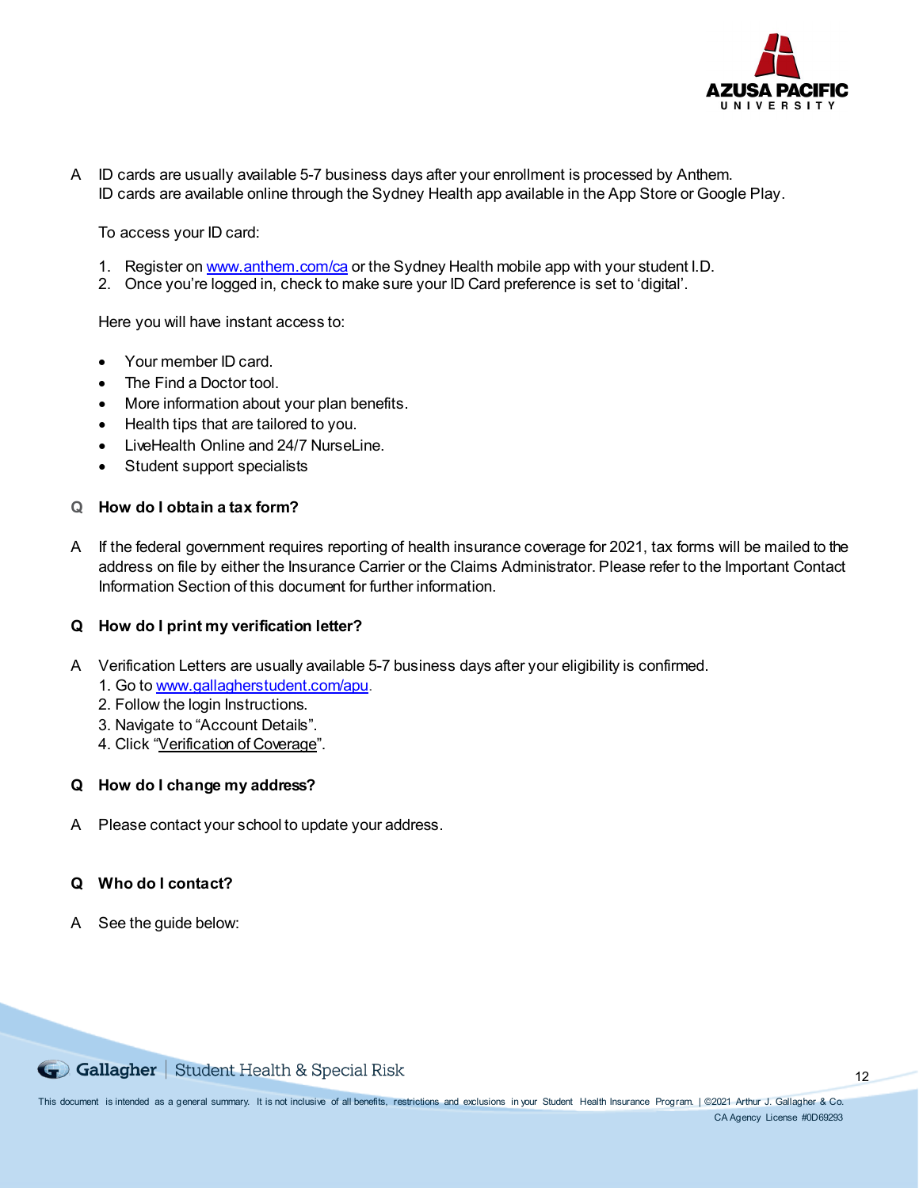A ID cards are usually available 5-7 business days after your enrollment is processed by Anthem. ID cards are available online through the Sydney Health app available in the App Store or Google Play.

To access your ID card:

1. Register on [www.anthem.com/ca](http://www.anthem.com/ca) or the Sydney Health mobile app with your student I.D.
2. Once you're logged in, check to make sure your ID Card preference is set to 'digital'.

Here you will have instant access to:

- Your member ID card.
- The Find a Doctor tool.
- More information about your plan benefits.
- Health tips that are tailored to you.
- LiveHealth Online and 24/7 NurseLine.
- Student support specialists

**Q How do I obtain a tax form?**

A If the federal government requires reporting of health insurance coverage for 2021, tax forms will be mailed to the address on file by either the Insurance Carrier or the Claims Administrator. Please refer to the Important Contact Information Section of this document for further information.

**Q How do I print my verification letter?**

A Verification Letters are usually available 5-7 business days after your eligibility is confirmed.
1. Go to [www.gallagherstudent.com/apu](http://www.gallagherstudent.com/apu).
2. Follow the login Instructions.
3. Navigate to "Account Details".
4. Click "Verification of Coverage".

**Q How do I change my address?**

A Please contact your school to update your address.

**Q Who do I contact?**

A See the guide below:

This document is intended as a general summary. It is not inclusive of all benefits, restrictions and exclusions in your Student Health Insurance Program. | ©2021 Arthur J. Gallagher & Co. CA Agency License #0D69293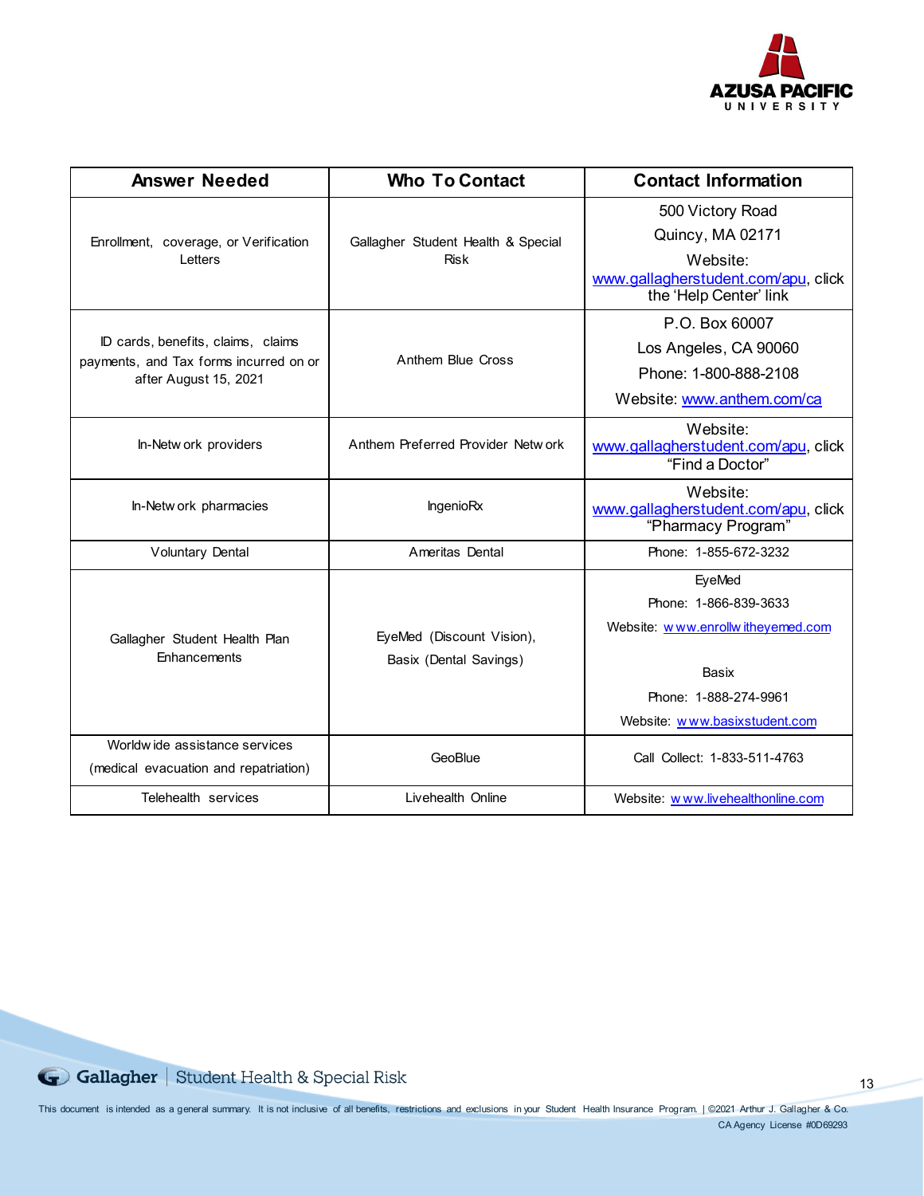| Answer Needed | Who To Contact | Contact Information |
|---|---|---|
| Enrollment, coverage, or Verification Letters | Gallagher Student Health & Special Risk | 500 Victory Road<br>Quincy, MA 02171<br>Website: www.gallagherstudent.com/apu, click the 'Help Center' link |
| ID cards, benefits, claims, claims payments, and Tax forms incurred on or after August 15, 2021 | Anthem Blue Cross | P.O. Box 60007<br>Los Angeles, CA 90060<br>Phone: 1-800-888-2108<br>Website: www.anthem.com/ca |
| In-Network providers | Anthem Preferred Provider Network | Website: www.gallagherstudent.com/apu, click "Find a Doctor" |
| In-Network pharmacies | IngenioRx | Website: www.gallagherstudent.com/apu, click "Pharmacy Program" |
| Voluntary Dental | Ameritas Dental | Phone: 1-855-672-3232 |
| Gallagher Student Health Plan Enhancements | EyeMed (Discount Vision),<br>Basix (Dental Savings) | EyeMed<br>Phone: 1-866-839-3633<br>Website: www.enrollwitheyemed.com<br><br>Basix<br>Phone: 1-888-274-9961<br>Website: www.basixstudent.com |
| Worldwide assistance services (medical evacuation and repatriation) | GeoBlue | Call Collect: 1-833-511-4763 |
| Telehealth services | Livehealth Online | Website: www.livehealthonline.com |

This document is intended as a general summary. It is not inclusive of all benefits, restrictions and exclusions in your Student Health Insurance Program. | ©2021 Arthur J. Gallagher & Co. CA Agency License #0D69293